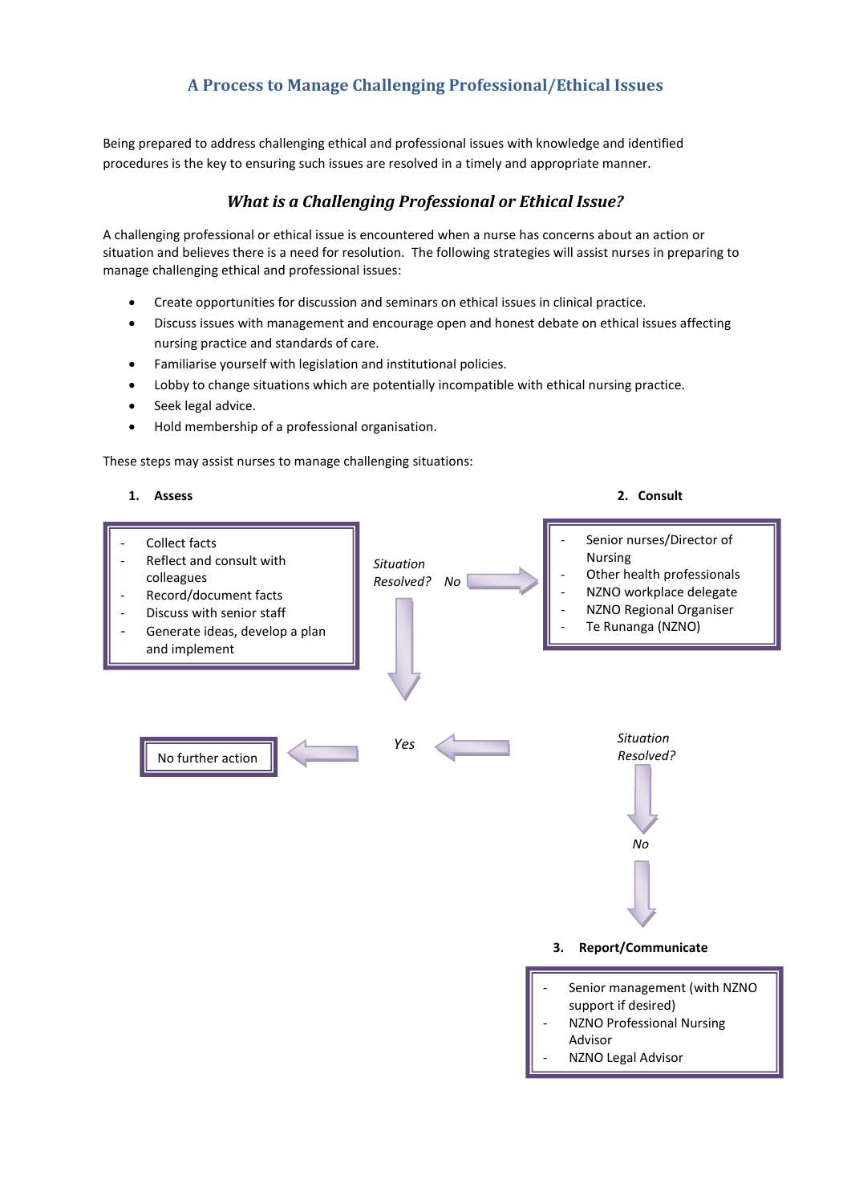# A Process to Manage Challenging Professional/Ethical Issues

Being prepared to address challenging ethical and professional issues with knowledge and identified procedures is the key to ensuring such issues are resolved in a timely and appropriate manner.

## *What is a Challenging Professional or Ethical Issue?*

A challenging professional or ethical issue is encountered when a nurse has concerns about an action or situation and believes there is a need for resolution. The following strategies will assist nurses in preparing to manage challenging ethical and professional issues:

- Create opportunities for discussion and seminars on ethical issues in clinical practice.
- Discuss issues with management and encourage open and honest debate on ethical issues affecting nursing practice and standards of care.
- Familiarise yourself with legislation and institutional policies.
- Lobby to change situations which are potentially incompatible with ethical nursing practice.
- Seek legal advice.
- Hold membership of a professional organisation.

These steps may assist nurses to manage challenging situations:

**1. Assess**

- Collect facts
- Reflect and consult with colleagues
- Record/document facts
- Discuss with senior staff
- Generate ideas, develop a plan and implement

*Situation Resolved?* *Yes* → No further action

*Situation Resolved?* *No* → **2. Consult**

**2. Consult**

- Senior nurses/Director of Nursing
- Other health professionals
- NZNO workplace delegate
- NZNO Regional Organiser
- Te Runanga (NZNO)

*Situation Resolved?* *Yes* → No further action

*Situation Resolved?* *No* → **3. Report/Communicate**

**3. Report/Communicate**

- Senior management (with NZNO support if desired)
- NZNO Professional Nursing Advisor
- NZNO Legal Advisor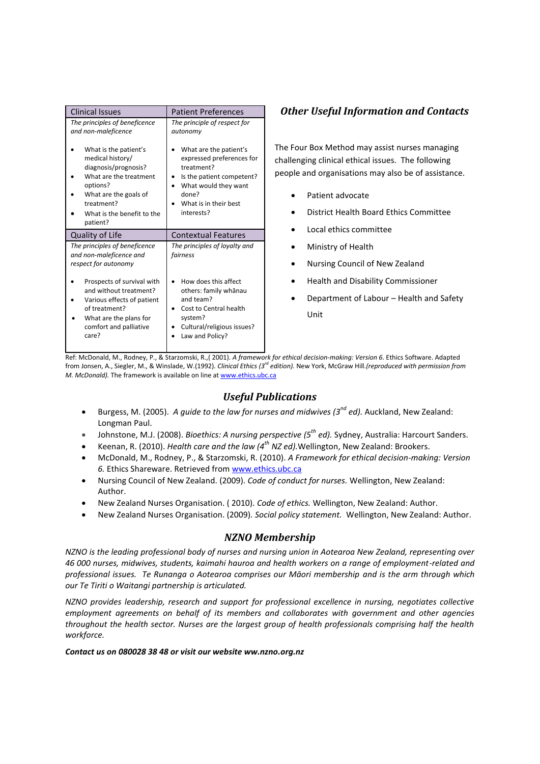| Clinical Issues | Patient Preferences |
|---|---|
| *The principles of beneficence and non-maleficence*<br><br>• What is the patient's medical history/ diagnosis/prognosis?<br>• What are the treatment options?<br>• What are the goals of treatment?<br>• What is the benefit to the patient? | *The principle of respect for autonomy*<br><br>• What are the patient's expressed preferences for treatment?<br>• Is the patient competent?<br>• What would they want done?<br>• What is in their best interests? |
| **Quality of Life** | **Contextual Features** |
| *The principles of beneficence and non-maleficence and respect for autonomy*<br><br>• Prospects of survival with and without treatment?<br>• Various effects of patient of treatment?<br>• What are the plans for comfort and palliative care? | *The principles of loyalty and fairness*<br><br>• How does this affect others: family whānau and team?<br>• Cost to Central health system?<br>• Cultural/religious issues?<br>• Law and Policy? |

Ref: McDonald, M., Rodney, P., & Starzomski, R.,( 2001). *A framework for ethical decision-making: Version 6*. Ethics Software. Adapted from Jonsen, A., Siegler, M., & Winslade, W.(1992). *Clinical Ethics (3rd edition).* New York, McGraw Hill.*(reproduced with permission from M. McDonald).* The framework is available on line at www.ethics.ubc.ca

## *Other Useful Information and Contacts*

The Four Box Method may assist nurses managing challenging clinical ethical issues. The following people and organisations may also be of assistance.

- Patient advocate
- District Health Board Ethics Committee
- Local ethics committee
- Ministry of Health
- Nursing Council of New Zealand
- Health and Disability Commissioner
- Department of Labour – Health and Safety Unit

## *Useful Publications*

- Burgess, M. (2005). *A guide to the law for nurses and midwives (3rd ed).* Auckland, New Zealand: Longman Paul.
- Johnstone, M.J. (2008). *Bioethics: A nursing perspective (5th ed).* Sydney, Australia: Harcourt Sanders.
- Keenan, R. (2010). *Health care and the law (4th NZ ed).*Wellington, New Zealand: Brookers.
- McDonald, M., Rodney, P., & Starzomski, R. (2010). *A Framework for ethical decision-making: Version 6.* Ethics Shareware. Retrieved from www.ethics.ubc.ca
- Nursing Council of New Zealand. (2009). *Code of conduct for nurses.* Wellington, New Zealand: Author.
- New Zealand Nurses Organisation. ( 2010). *Code of ethics.* Wellington, New Zealand: Author.
- New Zealand Nurses Organisation. (2009). *Social policy statement.* Wellington, New Zealand: Author.

## *NZNO Membership*

*NZNO is the leading professional body of nurses and nursing union in Aotearoa New Zealand, representing over 46 000 nurses, midwives, students, kaimahi hauroa and health workers on a range of employment-related and professional issues. Te Runanga o Aotearoa comprises our Māori membership and is the arm through which our Te Tiriti o Waitangi partnership is articulated.*

*NZNO provides leadership, research and support for professional excellence in nursing, negotiates collective employment agreements on behalf of its members and collaborates with government and other agencies throughout the health sector. Nurses are the largest group of health professionals comprising half the health workforce.*

***Contact us on 080028 38 48 or visit our website ww.nzno.org.nz***